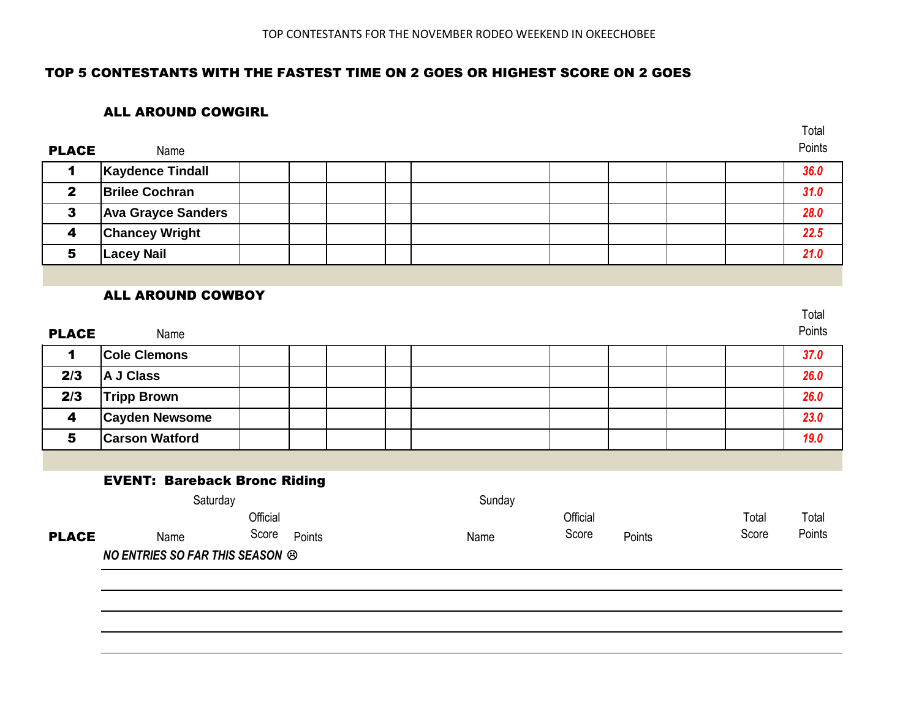TOP CONTESTANTS FOR THE NOVEMBER RODEO WEEKEND IN OKEECHOBEE

## TOP 5 CONTESTANTS WITH THE FASTEST TIME ON 2 GOES OR HIGHEST SCORE ON 2 GOES

### ALL AROUND COWGIRL

| PLACE | Name | | | | | | | | | Total Points |
|---|---|---|---|---|---|---|---|---|---|---|
| 1 | Kaydence Tindall | | | | | | | | | 36.0 |
| 2 | Brilee Cochran | | | | | | | | | 31.0 |
| 3 | Ava Grayce Sanders | | | | | | | | | 28.0 |
| 4 | Chancey Wright | | | | | | | | | 22.5 |
| 5 | Lacey Nail | | | | | | | | | 21.0 |

### ALL AROUND COWBOY

| PLACE | Name | | | | | | | | | Total Points |
|---|---|---|---|---|---|---|---|---|---|---|
| 1 | Cole Clemons | | | | | | | | | 37.0 |
| 2/3 | A J Class | | | | | | | | | 26.0 |
| 2/3 | Tripp Brown | | | | | | | | | 26.0 |
| 4 | Cayden Newsome | | | | | | | | | 23.0 |
| 5 | Carson Watford | | | | | | | | | 19.0 |

### EVENT: Bareback Bronc Riding

| PLACE | Saturday Name | Official Score | Points | Sunday Name | Official Score | Points | Total Score | Total Points |
|---|---|---|---|---|---|---|---|---|
| | *NO ENTRIES SO FAR THIS SEASON ☹* | | | | | | | |
| | | | | | | | | |
| | | | | | | | | |
| | | | | | | | | |
| | | | | | | | | |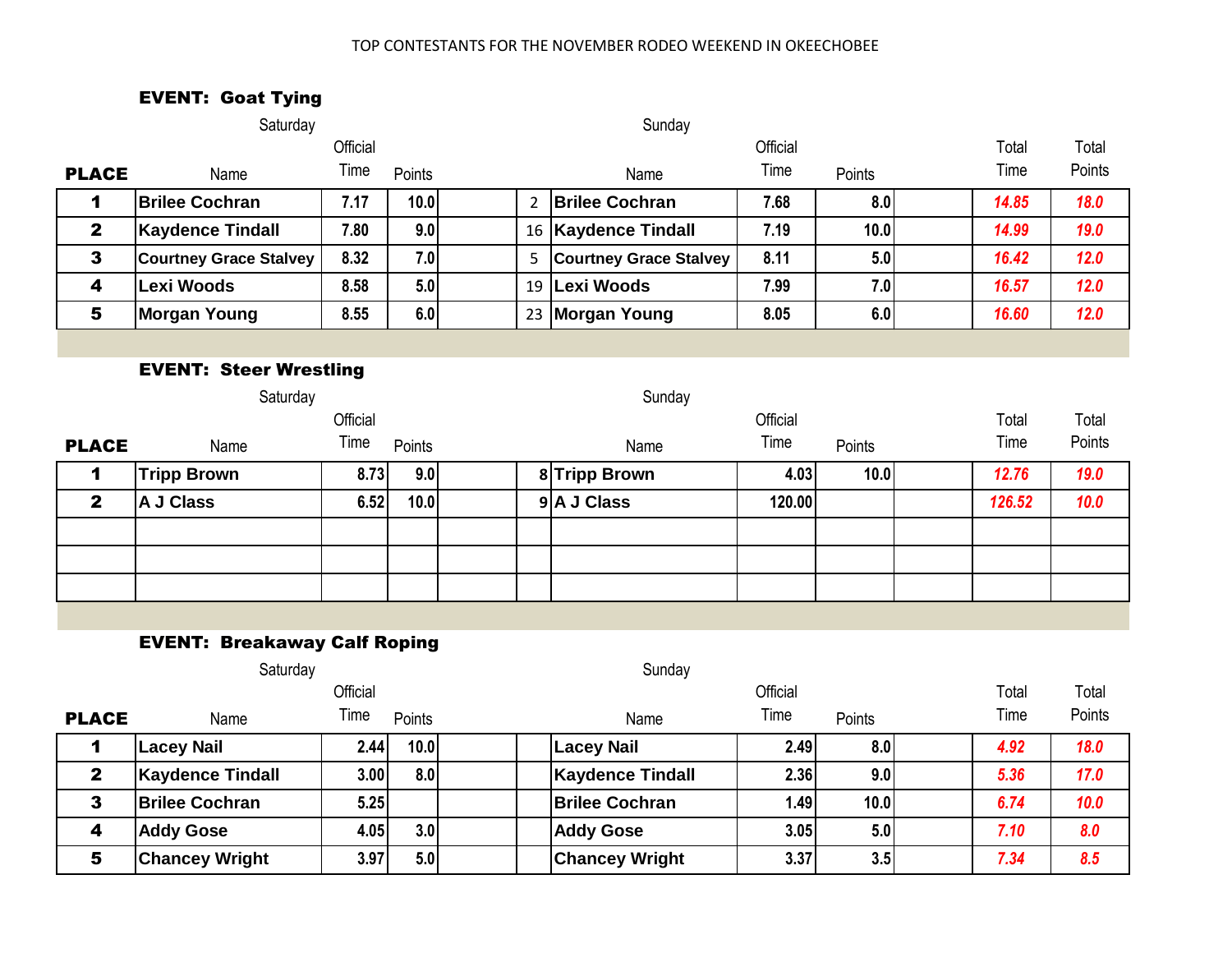TOP CONTESTANTS FOR THE NOVEMBER RODEO WEEKEND IN OKEECHOBEE

**EVENT: Goat Tying**

| | Saturday | | | | | Sunday | | | | | |
|---|---|---|---|---|---|---|---|---|---|---|---|
| **PLACE** | Name | Official Time | Points | | | Name | Official Time | Points | | Total Time | Total Points |
| **1** | **Brilee Cochran** | 7.17 | 10.0 | | 2 | **Brilee Cochran** | 7.68 | 8.0 | | *14.85* | *18.0* |
| **2** | **Kaydence Tindall** | 7.80 | 9.0 | | 16 | **Kaydence Tindall** | 7.19 | 10.0 | | *14.99* | *19.0* |
| **3** | **Courtney Grace Stalvey** | 8.32 | 7.0 | | 5 | **Courtney Grace Stalvey** | 8.11 | 5.0 | | *16.42* | *12.0* |
| **4** | **Lexi Woods** | 8.58 | 5.0 | | 19 | **Lexi Woods** | 7.99 | 7.0 | | *16.57* | *12.0* |
| **5** | **Morgan Young** | 8.55 | 6.0 | | 23 | **Morgan Young** | 8.05 | 6.0 | | *16.60* | *12.0* |

**EVENT: Steer Wrestling**

| | Saturday | | | | | Sunday | | | | | |
|---|---|---|---|---|---|---|---|---|---|---|---|
| **PLACE** | Name | Official Time | Points | | | Name | Official Time | Points | | Total Time | Total Points |
| **1** | **Tripp Brown** | 8.73 | 9.0 | | 8 | **Tripp Brown** | 4.03 | 10.0 | | *12.76* | *19.0* |
| **2** | **A J Class** | 6.52 | 10.0 | | 9 | **A J Class** | 120.00 | | | *126.52* | *10.0* |
| | | | | | | | | | | | |
| | | | | | | | | | | | |
| | | | | | | | | | | | |

**EVENT: Breakaway Calf Roping**

| | Saturday | | | | | Sunday | | | | | |
|---|---|---|---|---|---|---|---|---|---|---|---|
| **PLACE** | Name | Official Time | Points | | | Name | Official Time | Points | | Total Time | Total Points |
| **1** | **Lacey Nail** | 2.44 | 10.0 | | | **Lacey Nail** | 2.49 | 8.0 | | *4.92* | *18.0* |
| **2** | **Kaydence Tindall** | 3.00 | 8.0 | | | **Kaydence Tindall** | 2.36 | 9.0 | | *5.36* | *17.0* |
| **3** | **Brilee Cochran** | 5.25 | | | | **Brilee Cochran** | 1.49 | 10.0 | | *6.74* | *10.0* |
| **4** | **Addy Gose** | 4.05 | 3.0 | | | **Addy Gose** | 3.05 | 5.0 | | *7.10* | *8.0* |
| **5** | **Chancey Wright** | 3.97 | 5.0 | | | **Chancey Wright** | 3.37 | 3.5 | | *7.34* | *8.5* |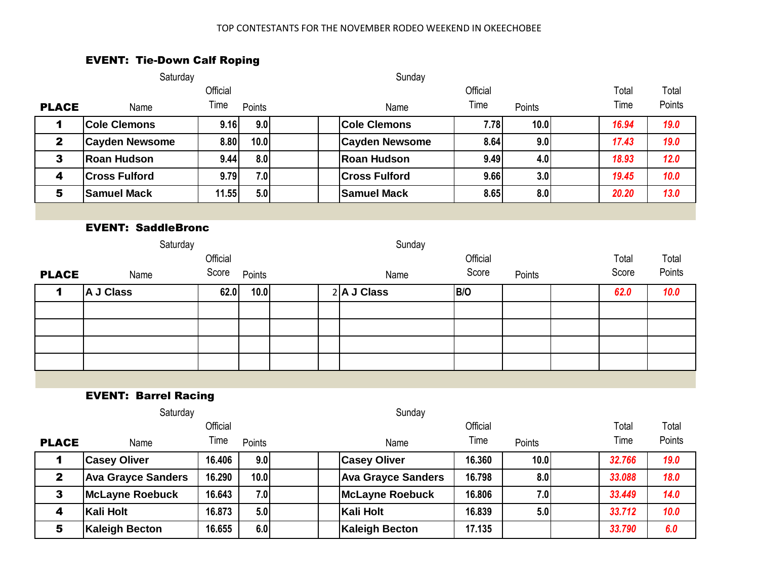TOP CONTESTANTS FOR THE NOVEMBER RODEO WEEKEND IN OKEECHOBEE

### EVENT: Tie-Down Calf Roping

| | Saturday | | | | | Sunday | | | | | |
|---|---|---|---|---|---|---|---|---|---|---|---|
| **PLACE** | Name | Official Time | Points | | | Name | Official Time | Points | | Total Time | Total Points |
| **1** | **Cole Clemons** | **9.16** | **9.0** | | | **Cole Clemons** | **7.78** | **10.0** | | ***16.94*** | ***19.0*** |
| **2** | **Cayden Newsome** | **8.80** | **10.0** | | | **Cayden Newsome** | **8.64** | **9.0** | | ***17.43*** | ***19.0*** |
| **3** | **Roan Hudson** | **9.44** | **8.0** | | | **Roan Hudson** | **9.49** | **4.0** | | ***18.93*** | ***12.0*** |
| **4** | **Cross Fulford** | **9.79** | **7.0** | | | **Cross Fulford** | **9.66** | **3.0** | | ***19.45*** | ***10.0*** |
| **5** | **Samuel Mack** | **11.55** | **5.0** | | | **Samuel Mack** | **8.65** | **8.0** | | ***20.20*** | ***13.0*** |

### EVENT: SaddleBronc

| | Saturday | | | | | Sunday | | | | | |
|---|---|---|---|---|---|---|---|---|---|---|---|
| **PLACE** | Name | Official Score | Points | | | Name | Official Score | Points | | Total Score | Total Points |
| **1** | **A J Class** | **62.0** | **10.0** | | 2 | **A J Class** | **B/O** | | | ***62.0*** | ***10.0*** |
| | | | | | | | | | | | |
| | | | | | | | | | | | |
| | | | | | | | | | | | |
| | | | | | | | | | | | |

### EVENT: Barrel Racing

| | Saturday | | | | | Sunday | | | | | |
|---|---|---|---|---|---|---|---|---|---|---|---|
| **PLACE** | Name | Official Time | Points | | | Name | Official Time | Points | | Total Time | Total Points |
| **1** | **Casey Oliver** | **16.406** | **9.0** | | | **Casey Oliver** | **16.360** | **10.0** | | ***32.766*** | ***19.0*** |
| **2** | **Ava Grayce Sanders** | **16.290** | **10.0** | | | **Ava Grayce Sanders** | **16.798** | **8.0** | | ***33.088*** | ***18.0*** |
| **3** | **McLayne Roebuck** | **16.643** | **7.0** | | | **McLayne Roebuck** | **16.806** | **7.0** | | ***33.449*** | ***14.0*** |
| **4** | **Kali Holt** | **16.873** | **5.0** | | | **Kali Holt** | **16.839** | **5.0** | | ***33.712*** | ***10.0*** |
| **5** | **Kaleigh Becton** | **16.655** | **6.0** | | | **Kaleigh Becton** | **17.135** | | | ***33.790*** | ***6.0*** |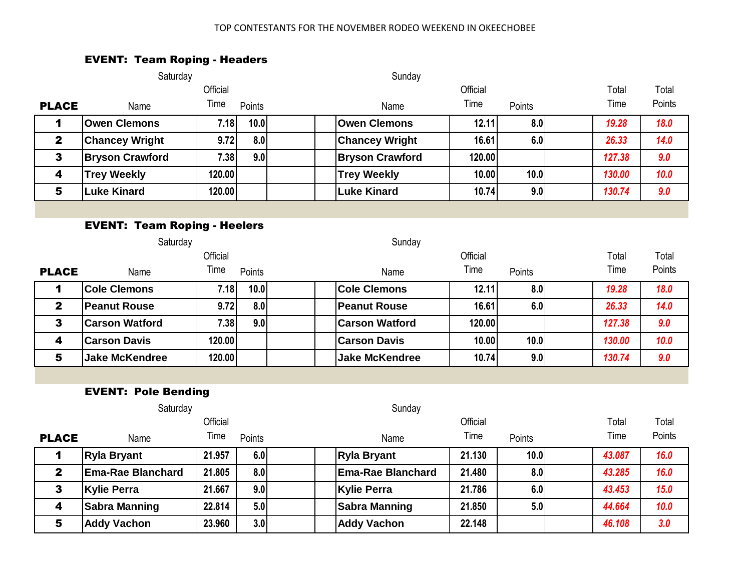TOP CONTESTANTS FOR THE NOVEMBER RODEO WEEKEND IN OKEECHOBEE

### EVENT: Team Roping - Headers

| PLACE | Saturday Name | Official Time | Points | | | Sunday Name | Official Time | Points | | Total Time | Total Points |
|---|---|---|---|---|---|---|---|---|---|---|---|
| 1 | Owen Clemons | 7.18 | 10.0 | | | Owen Clemons | 12.11 | 8.0 | | *19.28* | *18.0* |
| 2 | Chancey Wright | 9.72 | 8.0 | | | Chancey Wright | 16.61 | 6.0 | | *26.33* | *14.0* |
| 3 | Bryson Crawford | 7.38 | 9.0 | | | Bryson Crawford | 120.00 | | | *127.38* | *9.0* |
| 4 | Trey Weekly | 120.00 | | | | Trey Weekly | 10.00 | 10.0 | | *130.00* | *10.0* |
| 5 | Luke Kinard | 120.00 | | | | Luke Kinard | 10.74 | 9.0 | | *130.74* | *9.0* |

### EVENT: Team Roping - Heelers

| PLACE | Saturday Name | Official Time | Points | | | Sunday Name | Official Time | Points | | Total Time | Total Points |
|---|---|---|---|---|---|---|---|---|---|---|---|
| 1 | Cole Clemons | 7.18 | 10.0 | | | Cole Clemons | 12.11 | 8.0 | | *19.28* | *18.0* |
| 2 | Peanut Rouse | 9.72 | 8.0 | | | Peanut Rouse | 16.61 | 6.0 | | *26.33* | *14.0* |
| 3 | Carson Watford | 7.38 | 9.0 | | | Carson Watford | 120.00 | | | *127.38* | *9.0* |
| 4 | Carson Davis | 120.00 | | | | Carson Davis | 10.00 | 10.0 | | *130.00* | *10.0* |
| 5 | Jake McKendree | 120.00 | | | | Jake McKendree | 10.74 | 9.0 | | *130.74* | *9.0* |

### EVENT: Pole Bending

| PLACE | Saturday Name | Official Time | Points | | | Sunday Name | Official Time | Points | | Total Time | Total Points |
|---|---|---|---|---|---|---|---|---|---|---|---|
| 1 | Ryla Bryant | 21.957 | 6.0 | | | Ryla Bryant | 21.130 | 10.0 | | *43.087* | *16.0* |
| 2 | Ema-Rae Blanchard | 21.805 | 8.0 | | | Ema-Rae Blanchard | 21.480 | 8.0 | | *43.285* | *16.0* |
| 3 | Kylie Perra | 21.667 | 9.0 | | | Kylie Perra | 21.786 | 6.0 | | *43.453* | *15.0* |
| 4 | Sabra Manning | 22.814 | 5.0 | | | Sabra Manning | 21.850 | 5.0 | | *44.664* | *10.0* |
| 5 | Addy Vachon | 23.960 | 3.0 | | | Addy Vachon | 22.148 | | | *46.108* | *3.0* |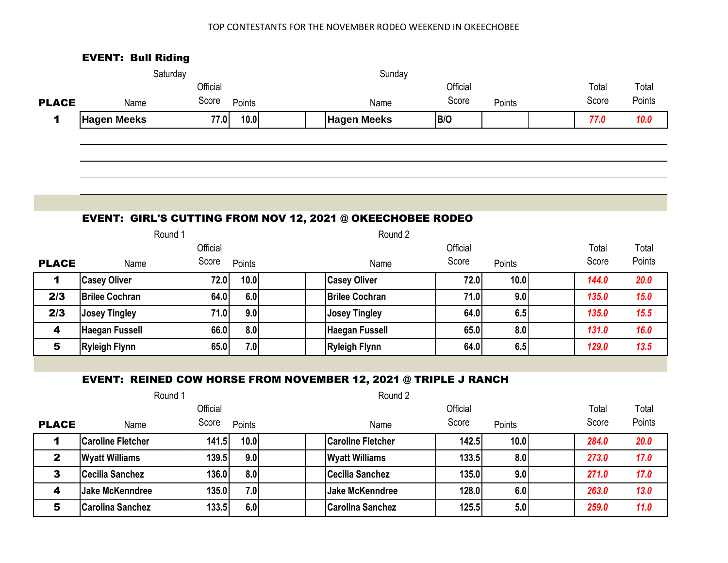TOP CONTESTANTS FOR THE NOVEMBER RODEO WEEKEND IN OKEECHOBEE

### EVENT: Bull Riding

| PLACE | Saturday Name | Official Score | Points | | | Sunday Name | Official Score | Points | | Total Score | Total Points |
|---|---|---|---|---|---|---|---|---|---|---|---|
| 1 | Hagen Meeks | 77.0 | 10.0 | | | Hagen Meeks | B/O | | | *77.0* | *10.0* |

### EVENT: GIRL'S CUTTING FROM NOV 12, 2021 @ OKEECHOBEE RODEO

| PLACE | Round 1 Name | Official Score | Points | | | Round 2 Name | Official Score | Points | | Total Score | Total Points |
|---|---|---|---|---|---|---|---|---|---|---|---|
| 1 | Casey Oliver | 72.0 | 10.0 | | | Casey Oliver | 72.0 | 10.0 | | *144.0* | *20.0* |
| 2/3 | Brilee Cochran | 64.0 | 6.0 | | | Brilee Cochran | 71.0 | 9.0 | | *135.0* | *15.0* |
| 2/3 | Josey Tingley | 71.0 | 9.0 | | | Josey Tingley | 64.0 | 6.5 | | *135.0* | *15.5* |
| 4 | Haegan Fussell | 66.0 | 8.0 | | | Haegan Fussell | 65.0 | 8.0 | | *131.0* | *16.0* |
| 5 | Ryleigh Flynn | 65.0 | 7.0 | | | Ryleigh Flynn | 64.0 | 6.5 | | *129.0* | *13.5* |

### EVENT: REINED COW HORSE FROM NOVEMBER 12, 2021 @ TRIPLE J RANCH

| PLACE | Round 1 Name | Official Score | Points | | | Round 2 Name | Official Score | Points | | Total Score | Total Points |
|---|---|---|---|---|---|---|---|---|---|---|---|
| 1 | Caroline Fletcher | 141.5 | 10.0 | | | Caroline Fletcher | 142.5 | 10.0 | | *284.0* | *20.0* |
| 2 | Wyatt Williams | 139.5 | 9.0 | | | Wyatt Williams | 133.5 | 8.0 | | *273.0* | *17.0* |
| 3 | Cecilia Sanchez | 136.0 | 8.0 | | | Cecilia Sanchez | 135.0 | 9.0 | | *271.0* | *17.0* |
| 4 | Jake McKenndree | 135.0 | 7.0 | | | Jake McKenndree | 128.0 | 6.0 | | *263.0* | *13.0* |
| 5 | Carolina Sanchez | 133.5 | 6.0 | | | Carolina Sanchez | 125.5 | 5.0 | | *259.0* | *11.0* |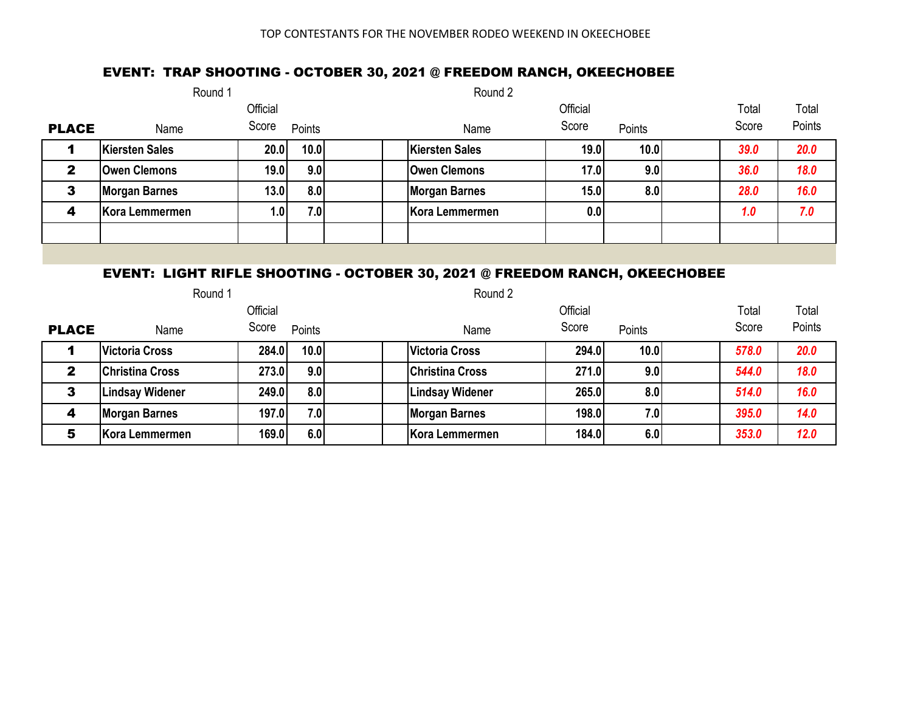TOP CONTESTANTS FOR THE NOVEMBER RODEO WEEKEND IN OKEECHOBEE

## EVENT: TRAP SHOOTING - OCTOBER 30, 2021 @ FREEDOM RANCH, OKEECHOBEE

| | Round 1 | | | | | Round 2 | | | | | |
|---|---|---|---|---|---|---|---|---|---|---|---|
| **PLACE** | Name | Official Score | Points | | | Name | Official Score | Points | | Total Score | Total Points |
| **1** | **Kiersten Sales** | **20.0** | **10.0** | | | **Kiersten Sales** | **19.0** | **10.0** | | ***39.0*** | ***20.0*** |
| **2** | **Owen Clemons** | **19.0** | **9.0** | | | **Owen Clemons** | **17.0** | **9.0** | | ***36.0*** | ***18.0*** |
| **3** | **Morgan Barnes** | **13.0** | **8.0** | | | **Morgan Barnes** | **15.0** | **8.0** | | ***28.0*** | ***16.0*** |
| **4** | **Kora Lemmermen** | **1.0** | **7.0** | | | **Kora Lemmermen** | **0.0** | | | ***1.0*** | ***7.0*** |
| | | | | | | | | | | | |

## EVENT: LIGHT RIFLE SHOOTING - OCTOBER 30, 2021 @ FREEDOM RANCH, OKEECHOBEE

| | Round 1 | | | | | Round 2 | | | | | |
|---|---|---|---|---|---|---|---|---|---|---|---|
| **PLACE** | Name | Official Score | Points | | | Name | Official Score | Points | | Total Score | Total Points |
| **1** | **Victoria Cross** | **284.0** | **10.0** | | | **Victoria Cross** | **294.0** | **10.0** | | ***578.0*** | ***20.0*** |
| **2** | **Christina Cross** | **273.0** | **9.0** | | | **Christina Cross** | **271.0** | **9.0** | | ***544.0*** | ***18.0*** |
| **3** | **Lindsay Widener** | **249.0** | **8.0** | | | **Lindsay Widener** | **265.0** | **8.0** | | ***514.0*** | ***16.0*** |
| **4** | **Morgan Barnes** | **197.0** | **7.0** | | | **Morgan Barnes** | **198.0** | **7.0** | | ***395.0*** | ***14.0*** |
| **5** | **Kora Lemmermen** | **169.0** | **6.0** | | | **Kora Lemmermen** | **184.0** | **6.0** | | ***353.0*** | ***12.0*** |